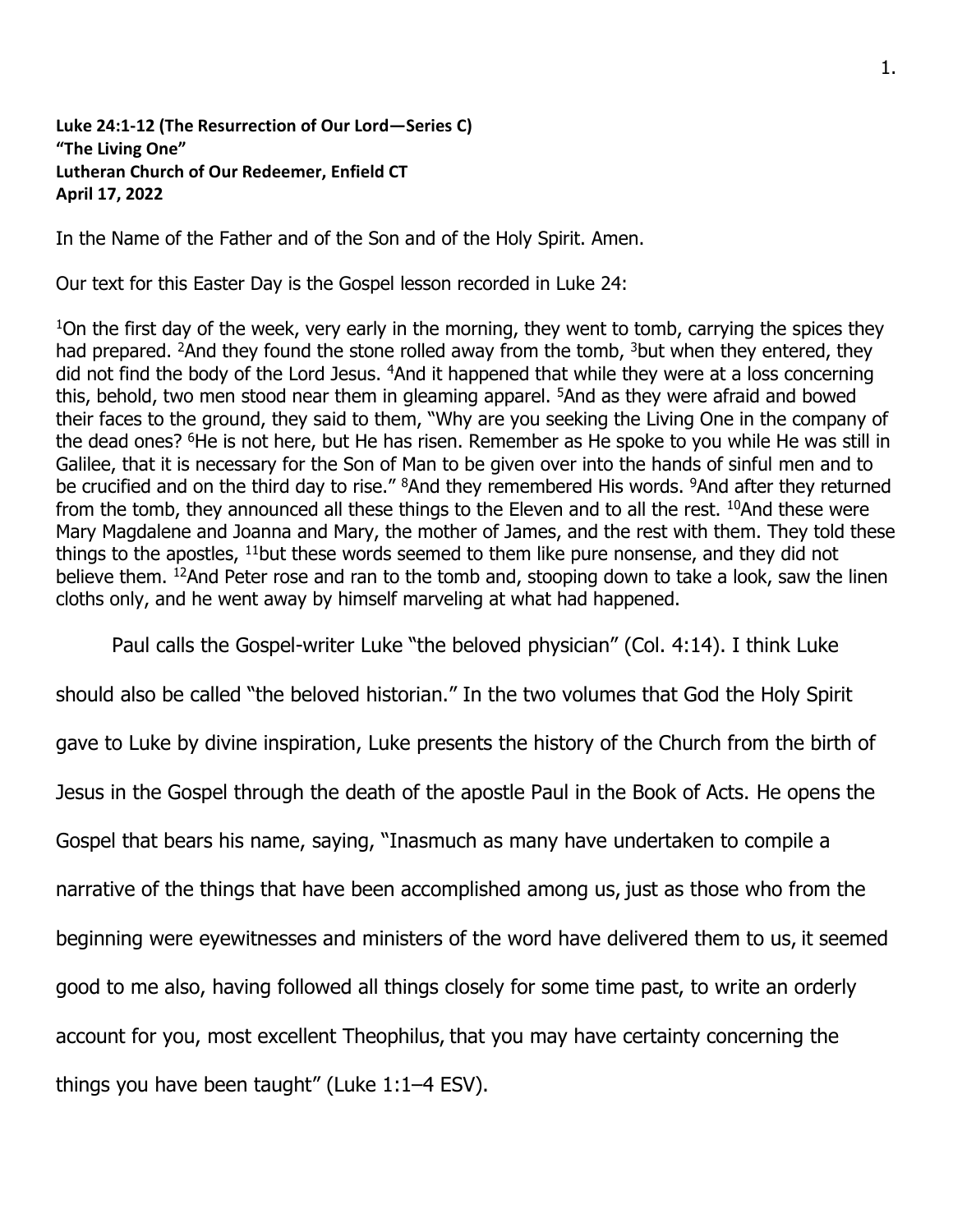**Luke 24:1-12 (The Resurrection of Our Lord—Series C)**
**"The Living One"**
**Lutheran Church of Our Redeemer, Enfield CT**
**April 17, 2022**

In the Name of the Father and of the Son and of the Holy Spirit. Amen.

Our text for this Easter Day is the Gospel lesson recorded in Luke 24:

[1]On the first day of the week, very early in the morning, they went to tomb, carrying the spices they had prepared. [2]And they found the stone rolled away from the tomb, [3]but when they entered, they did not find the body of the Lord Jesus. [4]And it happened that while they were at a loss concerning this, behold, two men stood near them in gleaming apparel. [5]And as they were afraid and bowed their faces to the ground, they said to them, "Why are you seeking the Living One in the company of the dead ones? [6]He is not here, but He has risen. Remember as He spoke to you while He was still in Galilee, that it is necessary for the Son of Man to be given over into the hands of sinful men and to be crucified and on the third day to rise." [8]And they remembered His words. [9]And after they returned from the tomb, they announced all these things to the Eleven and to all the rest. [10]And these were Mary Magdalene and Joanna and Mary, the mother of James, and the rest with them. They told these things to the apostles, [11]but these words seemed to them like pure nonsense, and they did not believe them. [12]And Peter rose and ran to the tomb and, stooping down to take a look, saw the linen cloths only, and he went away by himself marveling at what had happened.

Paul calls the Gospel-writer Luke "the beloved physician" (Col. 4:14). I think Luke should also be called "the beloved historian." In the two volumes that God the Holy Spirit gave to Luke by divine inspiration, Luke presents the history of the Church from the birth of Jesus in the Gospel through the death of the apostle Paul in the Book of Acts. He opens the Gospel that bears his name, saying, "Inasmuch as many have undertaken to compile a narrative of the things that have been accomplished among us, just as those who from the beginning were eyewitnesses and ministers of the word have delivered them to us, it seemed good to me also, having followed all things closely for some time past, to write an orderly account for you, most excellent Theophilus, that you may have certainty concerning the things you have been taught" (Luke 1:1–4 ESV).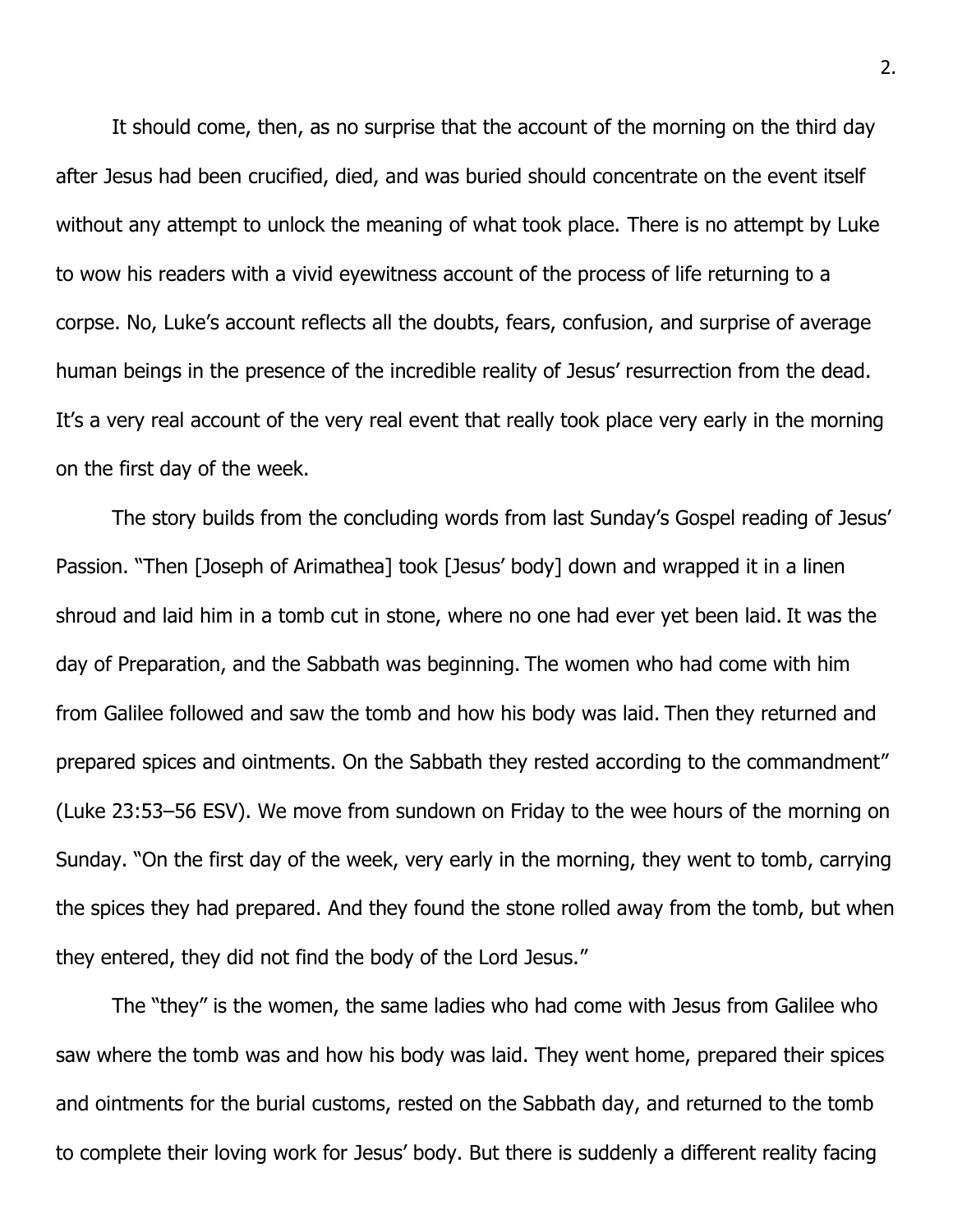It should come, then, as no surprise that the account of the morning on the third day after Jesus had been crucified, died, and was buried should concentrate on the event itself without any attempt to unlock the meaning of what took place. There is no attempt by Luke to wow his readers with a vivid eyewitness account of the process of life returning to a corpse. No, Luke's account reflects all the doubts, fears, confusion, and surprise of average human beings in the presence of the incredible reality of Jesus' resurrection from the dead. It's a very real account of the very real event that really took place very early in the morning on the first day of the week.

The story builds from the concluding words from last Sunday's Gospel reading of Jesus' Passion. "Then [Joseph of Arimathea] took [Jesus' body] down and wrapped it in a linen shroud and laid him in a tomb cut in stone, where no one had ever yet been laid. It was the day of Preparation, and the Sabbath was beginning. The women who had come with him from Galilee followed and saw the tomb and how his body was laid. Then they returned and prepared spices and ointments. On the Sabbath they rested according to the commandment" (Luke 23:53–56 ESV). We move from sundown on Friday to the wee hours of the morning on Sunday. "On the first day of the week, very early in the morning, they went to tomb, carrying the spices they had prepared. And they found the stone rolled away from the tomb, but when they entered, they did not find the body of the Lord Jesus."

The "they" is the women, the same ladies who had come with Jesus from Galilee who saw where the tomb was and how his body was laid. They went home, prepared their spices and ointments for the burial customs, rested on the Sabbath day, and returned to the tomb to complete their loving work for Jesus' body. But there is suddenly a different reality facing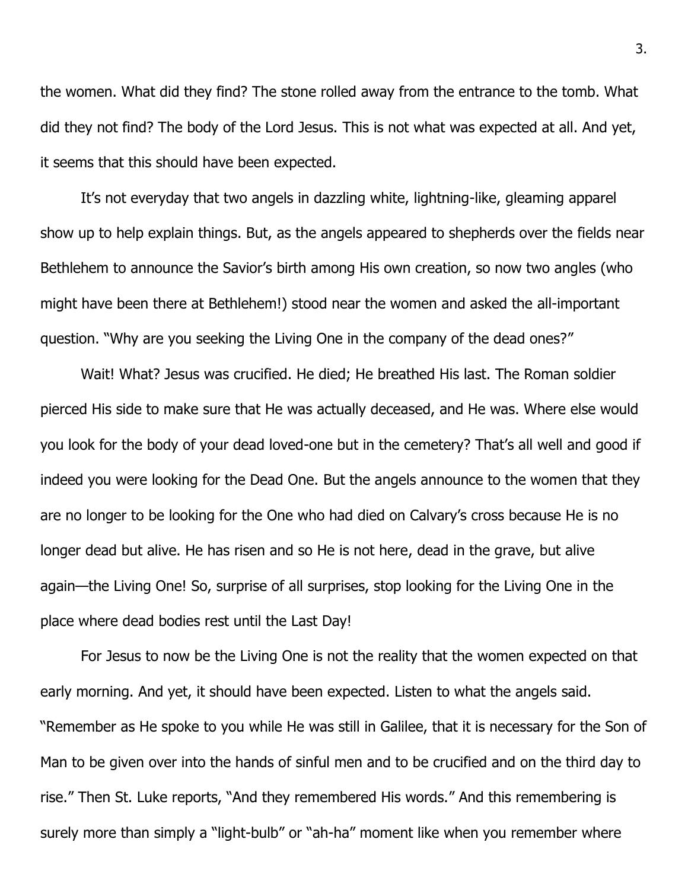the women. What did they find? The stone rolled away from the entrance to the tomb. What did they not find? The body of the Lord Jesus. This is not what was expected at all. And yet, it seems that this should have been expected.

It's not everyday that two angels in dazzling white, lightning-like, gleaming apparel show up to help explain things. But, as the angels appeared to shepherds over the fields near Bethlehem to announce the Savior's birth among His own creation, so now two angles (who might have been there at Bethlehem!) stood near the women and asked the all-important question. "Why are you seeking the Living One in the company of the dead ones?"

Wait! What? Jesus was crucified. He died; He breathed His last. The Roman soldier pierced His side to make sure that He was actually deceased, and He was. Where else would you look for the body of your dead loved-one but in the cemetery? That's all well and good if indeed you were looking for the Dead One. But the angels announce to the women that they are no longer to be looking for the One who had died on Calvary's cross because He is no longer dead but alive. He has risen and so He is not here, dead in the grave, but alive again—the Living One! So, surprise of all surprises, stop looking for the Living One in the place where dead bodies rest until the Last Day!

For Jesus to now be the Living One is not the reality that the women expected on that early morning. And yet, it should have been expected. Listen to what the angels said. "Remember as He spoke to you while He was still in Galilee, that it is necessary for the Son of Man to be given over into the hands of sinful men and to be crucified and on the third day to rise." Then St. Luke reports, "And they remembered His words." And this remembering is surely more than simply a "light-bulb" or "ah-ha" moment like when you remember where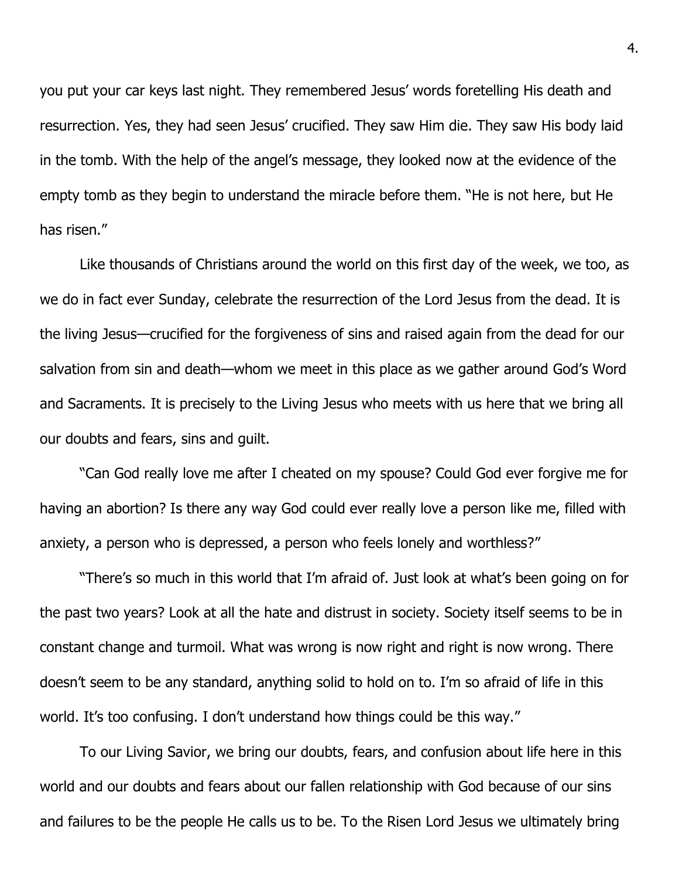you put your car keys last night. They remembered Jesus' words foretelling His death and resurrection. Yes, they had seen Jesus' crucified. They saw Him die. They saw His body laid in the tomb. With the help of the angel's message, they looked now at the evidence of the empty tomb as they begin to understand the miracle before them. "He is not here, but He has risen."

Like thousands of Christians around the world on this first day of the week, we too, as we do in fact ever Sunday, celebrate the resurrection of the Lord Jesus from the dead. It is the living Jesus—crucified for the forgiveness of sins and raised again from the dead for our salvation from sin and death—whom we meet in this place as we gather around God's Word and Sacraments. It is precisely to the Living Jesus who meets with us here that we bring all our doubts and fears, sins and guilt.

"Can God really love me after I cheated on my spouse? Could God ever forgive me for having an abortion? Is there any way God could ever really love a person like me, filled with anxiety, a person who is depressed, a person who feels lonely and worthless?"

"There's so much in this world that I'm afraid of. Just look at what's been going on for the past two years? Look at all the hate and distrust in society. Society itself seems to be in constant change and turmoil. What was wrong is now right and right is now wrong. There doesn't seem to be any standard, anything solid to hold on to. I'm so afraid of life in this world. It's too confusing. I don't understand how things could be this way."

To our Living Savior, we bring our doubts, fears, and confusion about life here in this world and our doubts and fears about our fallen relationship with God because of our sins and failures to be the people He calls us to be. To the Risen Lord Jesus we ultimately bring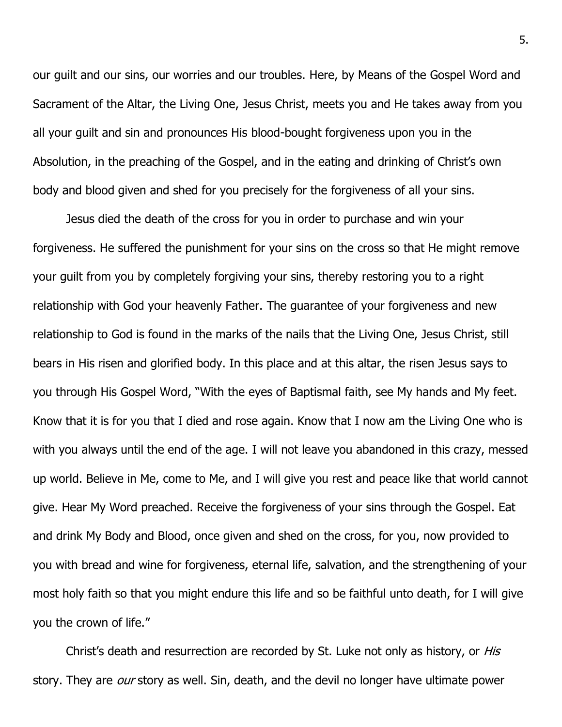our guilt and our sins, our worries and our troubles. Here, by Means of the Gospel Word and Sacrament of the Altar, the Living One, Jesus Christ, meets you and He takes away from you all your guilt and sin and pronounces His blood-bought forgiveness upon you in the Absolution, in the preaching of the Gospel, and in the eating and drinking of Christ's own body and blood given and shed for you precisely for the forgiveness of all your sins.

Jesus died the death of the cross for you in order to purchase and win your forgiveness. He suffered the punishment for your sins on the cross so that He might remove your guilt from you by completely forgiving your sins, thereby restoring you to a right relationship with God your heavenly Father. The guarantee of your forgiveness and new relationship to God is found in the marks of the nails that the Living One, Jesus Christ, still bears in His risen and glorified body. In this place and at this altar, the risen Jesus says to you through His Gospel Word, "With the eyes of Baptismal faith, see My hands and My feet. Know that it is for you that I died and rose again. Know that I now am the Living One who is with you always until the end of the age. I will not leave you abandoned in this crazy, messed up world. Believe in Me, come to Me, and I will give you rest and peace like that world cannot give. Hear My Word preached. Receive the forgiveness of your sins through the Gospel. Eat and drink My Body and Blood, once given and shed on the cross, for you, now provided to you with bread and wine for forgiveness, eternal life, salvation, and the strengthening of your most holy faith so that you might endure this life and so be faithful unto death, for I will give you the crown of life."

Christ's death and resurrection are recorded by St. Luke not only as history, or *His* story. They are *our* story as well. Sin, death, and the devil no longer have ultimate power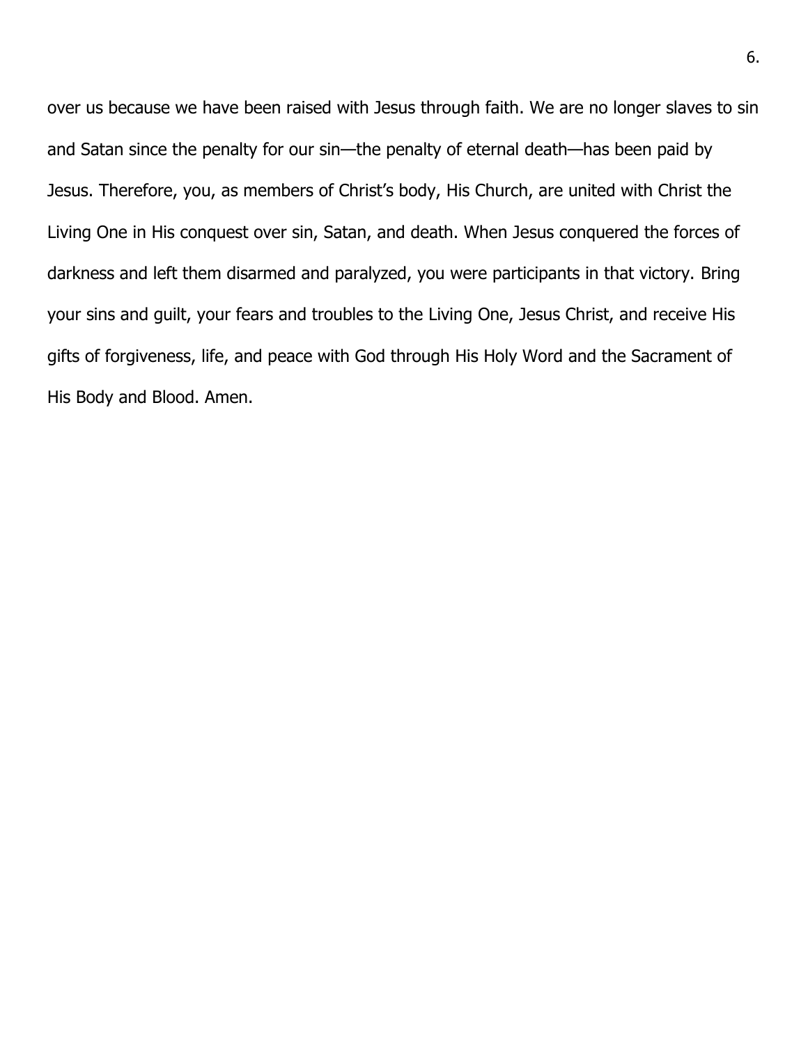over us because we have been raised with Jesus through faith. We are no longer slaves to sin and Satan since the penalty for our sin—the penalty of eternal death—has been paid by Jesus. Therefore, you, as members of Christ's body, His Church, are united with Christ the Living One in His conquest over sin, Satan, and death. When Jesus conquered the forces of darkness and left them disarmed and paralyzed, you were participants in that victory. Bring your sins and guilt, your fears and troubles to the Living One, Jesus Christ, and receive His gifts of forgiveness, life, and peace with God through His Holy Word and the Sacrament of His Body and Blood. Amen.